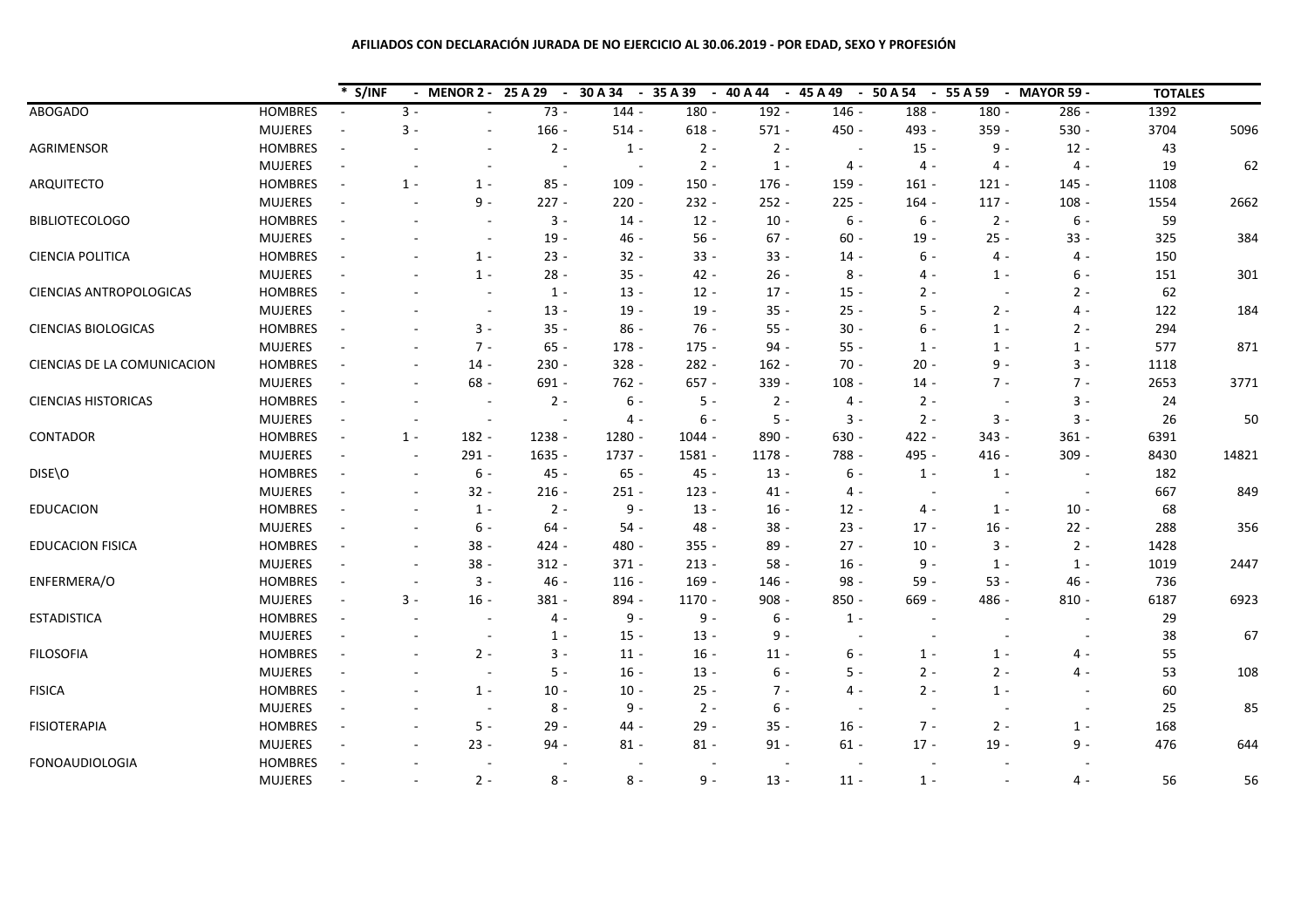# AFILIADOS CON DECLARACIÓN JURADA DE NO EJERCICIO AL 30.06.2019 - POR EDAD, SEXO Y PROFESIÓN

| | | * | S/INF | MENOR 2 | 25 A 29 | 30 A 34 | 35 A 39 | 40 A 44 | 45 A 49 | 50 A 54 | 55 A 59 | MAYOR 59 | TOTALES | |
|---|---|---|---|---|---|---|---|---|---|---|---|---|---|---|
| ABOGADO | HOMBRES | - | 3 | - | 73 | 144 | 180 | 192 | 146 | 188 | 180 | 286 | 1392 | |
| | MUJERES | - | 3 | - | 166 | 514 | 618 | 571 | 450 | 493 | 359 | 530 | 3704 | 5096 |
| AGRIMENSOR | HOMBRES | - | - | - | 2 | 1 | 2 | 2 | - | 15 | 9 | 12 | 43 | |
| | MUJERES | - | - | - | - | - | 2 | 1 | 4 | 4 | 4 | 4 | 19 | 62 |
| ARQUITECTO | HOMBRES | - | 1 | 1 | 85 | 109 | 150 | 176 | 159 | 161 | 121 | 145 | 1108 | |
| | MUJERES | - | - | 9 | 227 | 220 | 232 | 252 | 225 | 164 | 117 | 108 | 1554 | 2662 |
| BIBLIOTECOLOGO | HOMBRES | - | - | - | 3 | 14 | 12 | 10 | 6 | 6 | 2 | 6 | 59 | |
| | MUJERES | - | - | - | 19 | 46 | 56 | 67 | 60 | 19 | 25 | 33 | 325 | 384 |
| CIENCIA POLITICA | HOMBRES | - | - | 1 | 23 | 32 | 33 | 33 | 14 | 6 | 4 | 4 | 150 | |
| | MUJERES | - | - | 1 | 28 | 35 | 42 | 26 | 8 | 4 | 1 | 6 | 151 | 301 |
| CIENCIAS ANTROPOLOGICAS | HOMBRES | - | - | - | 1 | 13 | 12 | 17 | 15 | 2 | - | 2 | 62 | |
| | MUJERES | - | - | - | 13 | 19 | 19 | 35 | 25 | 5 | 2 | 4 | 122 | 184 |
| CIENCIAS BIOLOGICAS | HOMBRES | - | - | 3 | 35 | 86 | 76 | 55 | 30 | 6 | 1 | 2 | 294 | |
| | MUJERES | - | - | 7 | 65 | 178 | 175 | 94 | 55 | 1 | 1 | 1 | 577 | 871 |
| CIENCIAS DE LA COMUNICACION | HOMBRES | - | - | 14 | 230 | 328 | 282 | 162 | 70 | 20 | 9 | 3 | 1118 | |
| | MUJERES | - | - | 68 | 691 | 762 | 657 | 339 | 108 | 14 | 7 | 7 | 2653 | 3771 |
| CIENCIAS HISTORICAS | HOMBRES | - | - | - | 2 | 6 | 5 | 2 | 4 | 2 | - | 3 | 24 | |
| | MUJERES | - | - | - | - | 4 | 6 | 5 | 3 | 2 | 3 | 3 | 26 | 50 |
| CONTADOR | HOMBRES | - | 1 | 182 | 1238 | 1280 | 1044 | 890 | 630 | 422 | 343 | 361 | 6391 | |
| | MUJERES | - | - | 291 | 1635 | 1737 | 1581 | 1178 | 788 | 495 | 416 | 309 | 8430 | 14821 |
| DISE\O | HOMBRES | - | - | 6 | 45 | 65 | 45 | 13 | 6 | 1 | 1 | - | 182 | |
| | MUJERES | - | - | 32 | 216 | 251 | 123 | 41 | 4 | - | - | - | 667 | 849 |
| EDUCACION | HOMBRES | - | - | 1 | 2 | 9 | 13 | 16 | 12 | 4 | 1 | 10 | 68 | |
| | MUJERES | - | - | 6 | 64 | 54 | 48 | 38 | 23 | 17 | 16 | 22 | 288 | 356 |
| EDUCACION FISICA | HOMBRES | - | - | 38 | 424 | 480 | 355 | 89 | 27 | 10 | 3 | 2 | 1428 | |
| | MUJERES | - | - | 38 | 312 | 371 | 213 | 58 | 16 | 9 | 1 | 1 | 1019 | 2447 |
| ENFERMERA/O | HOMBRES | - | - | 3 | 46 | 116 | 169 | 146 | 98 | 59 | 53 | 46 | 736 | |
| | MUJERES | - | 3 | 16 | 381 | 894 | 1170 | 908 | 850 | 669 | 486 | 810 | 6187 | 6923 |
| ESTADISTICA | HOMBRES | - | - | - | 4 | 9 | 9 | 6 | 1 | - | - | - | 29 | |
| | MUJERES | - | - | - | 1 | 15 | 13 | 9 | - | - | - | - | 38 | 67 |
| FILOSOFIA | HOMBRES | - | - | 2 | 3 | 11 | 16 | 11 | 6 | 1 | 1 | 4 | 55 | |
| | MUJERES | - | - | - | 5 | 16 | 13 | 6 | 5 | 2 | 2 | 4 | 53 | 108 |
| FISICA | HOMBRES | - | - | 1 | 10 | 10 | 25 | 7 | 4 | 2 | 1 | - | 60 | |
| | MUJERES | - | - | - | 8 | 9 | 2 | 6 | - | - | - | - | 25 | 85 |
| FISIOTERAPIA | HOMBRES | - | - | 5 | 29 | 44 | 29 | 35 | 16 | 7 | 2 | 1 | 168 | |
| | MUJERES | - | - | 23 | 94 | 81 | 81 | 91 | 61 | 17 | 19 | 9 | 476 | 644 |
| FONOAUDIOLOGIA | HOMBRES | - | - | - | - | - | - | - | - | - | - | - | | |
| | MUJERES | - | - | 2 | 8 | 8 | 9 | 13 | 11 | 1 | - | 4 | 56 | 56 |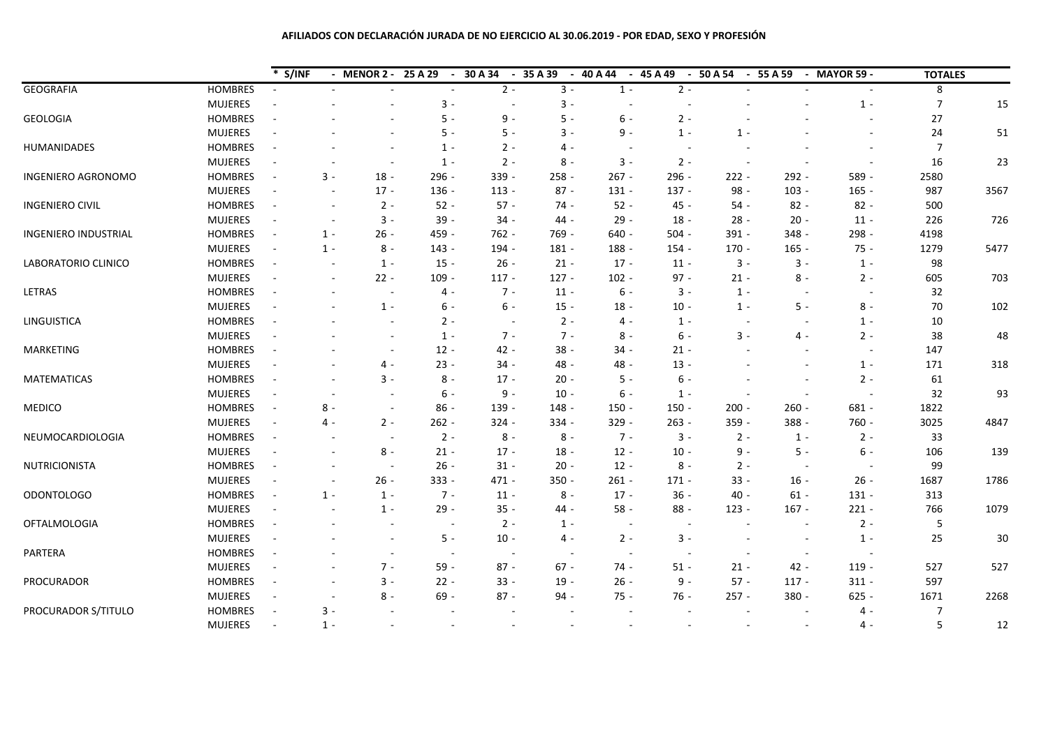**AFILIADOS CON DECLARACIÓN JURADA DE NO EJERCICIO AL 30.06.2019 - POR EDAD, SEXO Y PROFESIÓN**

| | | * | S/INF | MENOR 2 | 25 A 29 | 30 A 34 | 35 A 39 | 40 A 44 | 45 A 49 | 50 A 54 | 55 A 59 | MAYOR 59 | TOTALES | |
|---|---|---|---|---|---|---|---|---|---|---|---|---|---|---|
| GEOGRAFIA | HOMBRES | - | - | - | - | 2 | 3 | 1 | 2 | - | - | - | 8 | |
| | MUJERES | - | - | - | 3 | - | 3 | - | - | - | - | 1 | 7 | 15 |
| GEOLOGIA | HOMBRES | - | - | - | 5 | 9 | 5 | 6 | 2 | - | - | - | 27 | |
| | MUJERES | - | - | - | 5 | 5 | 3 | 9 | 1 | 1 | - | - | 24 | 51 |
| HUMANIDADES | HOMBRES | - | - | - | 1 | 2 | 4 | - | - | - | - | - | 7 | |
| | MUJERES | - | - | - | 1 | 2 | 8 | 3 | 2 | - | - | - | 16 | 23 |
| INGENIERO AGRONOMO | HOMBRES | - | 3 | 18 | 296 | 339 | 258 | 267 | 296 | 222 | 292 | 589 | 2580 | |
| | MUJERES | - | - | 17 | 136 | 113 | 87 | 131 | 137 | 98 | 103 | 165 | 987 | 3567 |
| INGENIERO CIVIL | HOMBRES | - | - | 2 | 52 | 57 | 74 | 52 | 45 | 54 | 82 | 82 | 500 | |
| | MUJERES | - | - | 3 | 39 | 34 | 44 | 29 | 18 | 28 | 20 | 11 | 226 | 726 |
| INGENIERO INDUSTRIAL | HOMBRES | - | 1 | 26 | 459 | 762 | 769 | 640 | 504 | 391 | 348 | 298 | 4198 | |
| | MUJERES | - | 1 | 8 | 143 | 194 | 181 | 188 | 154 | 170 | 165 | 75 | 1279 | 5477 |
| LABORATORIO CLINICO | HOMBRES | - | - | 1 | 15 | 26 | 21 | 17 | 11 | 3 | 3 | 1 | 98 | |
| | MUJERES | - | - | 22 | 109 | 117 | 127 | 102 | 97 | 21 | 8 | 2 | 605 | 703 |
| LETRAS | HOMBRES | - | - | - | 4 | 7 | 11 | 6 | 3 | 1 | - | - | 32 | |
| | MUJERES | - | - | 1 | 6 | 6 | 15 | 18 | 10 | 1 | 5 | 8 | 70 | 102 |
| LINGUISTICA | HOMBRES | - | - | - | 2 | - | 2 | 4 | 1 | - | - | 1 | 10 | |
| | MUJERES | - | - | - | 1 | 7 | 7 | 8 | 6 | 3 | 4 | 2 | 38 | 48 |
| MARKETING | HOMBRES | - | - | - | 12 | 42 | 38 | 34 | 21 | - | - | - | 147 | |
| | MUJERES | - | - | 4 | 23 | 34 | 48 | 48 | 13 | - | - | 1 | 171 | 318 |
| MATEMATICAS | HOMBRES | - | - | 3 | 8 | 17 | 20 | 5 | 6 | - | - | 2 | 61 | |
| | MUJERES | - | - | - | 6 | 9 | 10 | 6 | 1 | - | - | - | 32 | 93 |
| MEDICO | HOMBRES | - | 8 | - | 86 | 139 | 148 | 150 | 150 | 200 | 260 | 681 | 1822 | |
| | MUJERES | - | 4 | 2 | 262 | 324 | 334 | 329 | 263 | 359 | 388 | 760 | 3025 | 4847 |
| NEUMOCARDIOLOGIA | HOMBRES | - | - | - | 2 | 8 | 8 | 7 | 3 | 2 | 1 | 2 | 33 | |
| | MUJERES | - | - | 8 | 21 | 17 | 18 | 12 | 10 | 9 | 5 | 6 | 106 | 139 |
| NUTRICIONISTA | HOMBRES | - | - | - | 26 | 31 | 20 | 12 | 8 | 2 | - | - | 99 | |
| | MUJERES | - | - | 26 | 333 | 471 | 350 | 261 | 171 | 33 | 16 | 26 | 1687 | 1786 |
| ODONTOLOGO | HOMBRES | - | 1 | 1 | 7 | 11 | 8 | 17 | 36 | 40 | 61 | 131 | 313 | |
| | MUJERES | - | - | 1 | 29 | 35 | 44 | 58 | 88 | 123 | 167 | 221 | 766 | 1079 |
| OFTALMOLOGIA | HOMBRES | - | - | - | - | 2 | 1 | - | - | - | - | 2 | 5 | |
| | MUJERES | - | - | - | 5 | 10 | 4 | 2 | 3 | - | - | 1 | 25 | 30 |
| PARTERA | HOMBRES | - | - | - | - | - | - | - | - | - | - | - | | |
| | MUJERES | - | - | 7 | 59 | 87 | 67 | 74 | 51 | 21 | 42 | 119 | 527 | 527 |
| PROCURADOR | HOMBRES | - | - | 3 | 22 | 33 | 19 | 26 | 9 | 57 | 117 | 311 | 597 | |
| | MUJERES | - | - | 8 | 69 | 87 | 94 | 75 | 76 | 257 | 380 | 625 | 1671 | 2268 |
| PROCURADOR S/TITULO | HOMBRES | - | 3 | - | - | - | - | - | - | - | - | 4 | 7 | |
| | MUJERES | - | 1 | - | - | - | - | - | - | - | - | 4 | 5 | 12 |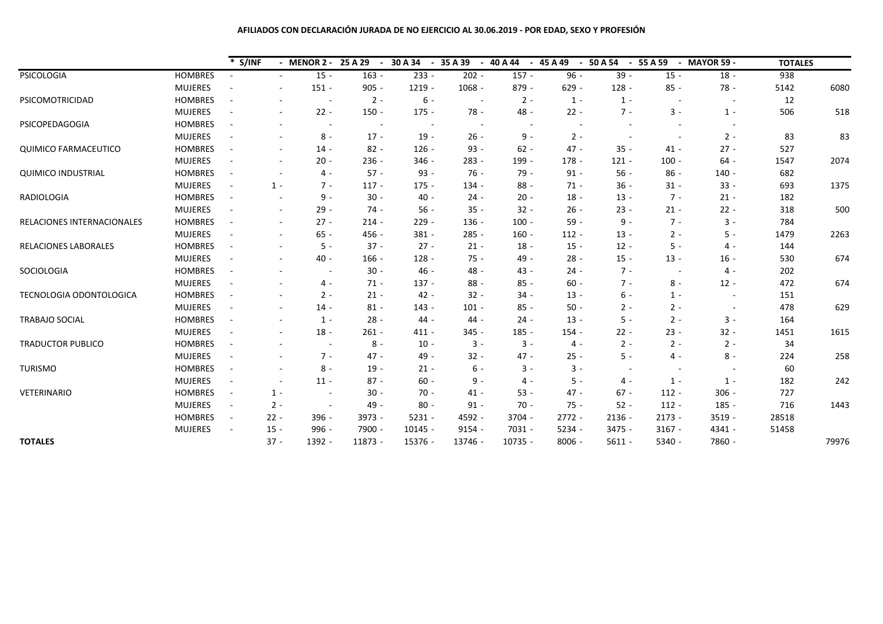**AFILIADOS CON DECLARACIÓN JURADA DE NO EJERCICIO AL 30.06.2019 - POR EDAD, SEXO Y PROFESIÓN**

| | | * S/INF | MENOR 2 | 25 A 29 | 30 A 34 | 35 A 39 | 40 A 44 | 45 A 49 | 50 A 54 | 55 A 59 | MAYOR 59 | TOTALES | |
|---|---|---|---|---|---|---|---|---|---|---|---|---|---|
| PSICOLOGIA | HOMBRES | - | - | 15 | 163 | 233 | 202 | 157 | 96 | 39 | 15 | 18 | 938 | |
| | MUJERES | - | - | 151 | 905 | 1219 | 1068 | 879 | 629 | 128 | 85 | 78 | 5142 | 6080 |
| PSICOMOTRICIDAD | HOMBRES | - | - | - | 2 | 6 | - | 2 | 1 | 1 | - | - | 12 | |
| | MUJERES | - | - | 22 | 150 | 175 | 78 | 48 | 22 | 7 | 3 | 1 | 506 | 518 |
| PSICOPEDAGOGIA | HOMBRES | - | - | - | - | - | - | - | - | - | - | - | | |
| | MUJERES | - | - | 8 | 17 | 19 | 26 | 9 | 2 | - | - | 2 | 83 | 83 |
| QUIMICO FARMACEUTICO | HOMBRES | - | - | 14 | 82 | 126 | 93 | 62 | 47 | 35 | 41 | 27 | 527 | |
| | MUJERES | - | - | 20 | 236 | 346 | 283 | 199 | 178 | 121 | 100 | 64 | 1547 | 2074 |
| QUIMICO INDUSTRIAL | HOMBRES | - | - | 4 | 57 | 93 | 76 | 79 | 91 | 56 | 86 | 140 | 682 | |
| | MUJERES | - | 1 | 7 | 117 | 175 | 134 | 88 | 71 | 36 | 31 | 33 | 693 | 1375 |
| RADIOLOGIA | HOMBRES | - | - | 9 | 30 | 40 | 24 | 20 | 18 | 13 | 7 | 21 | 182 | |
| | MUJERES | - | - | 29 | 74 | 56 | 35 | 32 | 26 | 23 | 21 | 22 | 318 | 500 |
| RELACIONES INTERNACIONALES | HOMBRES | - | - | 27 | 214 | 229 | 136 | 100 | 59 | 9 | 7 | 3 | 784 | |
| | MUJERES | - | - | 65 | 456 | 381 | 285 | 160 | 112 | 13 | 2 | 5 | 1479 | 2263 |
| RELACIONES LABORALES | HOMBRES | - | - | 5 | 37 | 27 | 21 | 18 | 15 | 12 | 5 | 4 | 144 | |
| | MUJERES | - | - | 40 | 166 | 128 | 75 | 49 | 28 | 15 | 13 | 16 | 530 | 674 |
| SOCIOLOGIA | HOMBRES | - | - | - | 30 | 46 | 48 | 43 | 24 | 7 | - | 4 | 202 | |
| | MUJERES | - | - | 4 | 71 | 137 | 88 | 85 | 60 | 7 | 8 | 12 | 472 | 674 |
| TECNOLOGIA ODONTOLOGICA | HOMBRES | - | - | 2 | 21 | 42 | 32 | 34 | 13 | 6 | 1 | - | 151 | |
| | MUJERES | - | - | 14 | 81 | 143 | 101 | 85 | 50 | 2 | 2 | - | 478 | 629 |
| TRABAJO SOCIAL | HOMBRES | - | - | 1 | 28 | 44 | 44 | 24 | 13 | 5 | 2 | 3 | 164 | |
| | MUJERES | - | - | 18 | 261 | 411 | 345 | 185 | 154 | 22 | 23 | 32 | 1451 | 1615 |
| TRADUCTOR PUBLICO | HOMBRES | - | - | - | 8 | 10 | 3 | 3 | 4 | 2 | 2 | 2 | 34 | |
| | MUJERES | - | - | 7 | 47 | 49 | 32 | 47 | 25 | 5 | 4 | 8 | 224 | 258 |
| TURISMO | HOMBRES | - | - | 8 | 19 | 21 | 6 | 3 | 3 | - | - | - | 60 | |
| | MUJERES | - | - | 11 | 87 | 60 | 9 | 4 | 5 | 4 | 1 | 1 | 182 | 242 |
| VETERINARIO | HOMBRES | - | 1 | - | 30 | 70 | 41 | 53 | 47 | 67 | 112 | 306 | 727 | |
| | MUJERES | - | 2 | - | 49 | 80 | 91 | 70 | 75 | 52 | 112 | 185 | 716 | 1443 |
| | HOMBRES | - | 22 | 396 | 3973 | 5231 | 4592 | 3704 | 2772 | 2136 | 2173 | 3519 | 28518 | |
| | MUJERES | - | 15 | 996 | 7900 | 10145 | 9154 | 7031 | 5234 | 3475 | 3167 | 4341 | 51458 | |
| **TOTALES** | | | 37 | 1392 | 11873 | 15376 | 13746 | 10735 | 8006 | 5611 | 5340 | 7860 | | 79976 |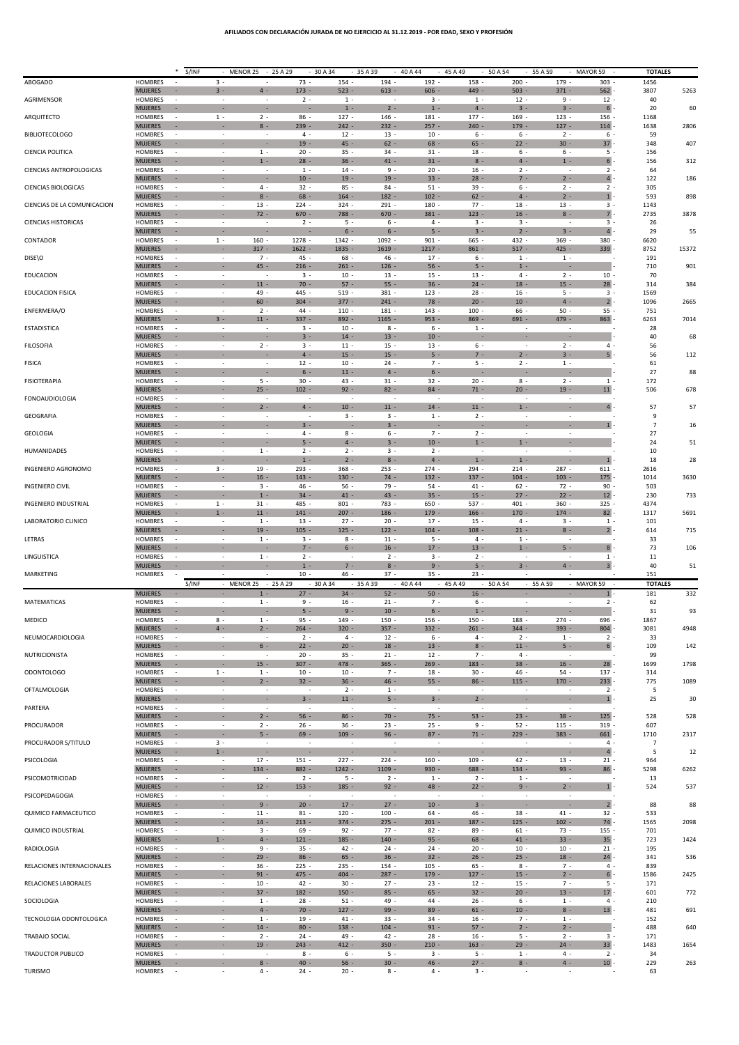**AFILIADOS CON DECLARACIÓN JURADA DE NO EJERCICIO AL 31.12.2019 - POR EDAD, SEXO Y PROFESIÓN**

| PROFESIÓN | SEXO | S/INF | MENOR 25 | 25 A 29 | 30 A 34 | 35 A 39 | 40 A 44 | 45 A 49 | 50 A 54 | 55 A 59 | MAYOR 59 | TOTALES | |
|---|---|---|---|---|---|---|---|---|---|---|---|---|---|
| ABOGADO | HOMBRES | 3 | - | 73 | 154 | 194 | 192 | 158 | 200 | 179 | 303 | 1456 | |
| | MUJERES | 3 | 4 | 173 | 523 | 613 | 606 | 449 | 503 | 371 | 562 | 3807 | 5263 |
| AGRIMENSOR | HOMBRES | - | - | 2 | 1 | - | 3 | 1 | 12 | 9 | 12 | 40 | |
| | MUJERES | - | - | - | 1 | 2 | 1 | 4 | 3 | 3 | 6 | 20 | 60 |
| ARQUITECTO | HOMBRES | 1 | 2 | 86 | 127 | 146 | 181 | 177 | 169 | 123 | 156 | 1168 | |
| | MUJERES | - | 8 | 239 | 242 | 232 | 257 | 240 | 179 | 127 | 114 | 1638 | 2806 |
| BIBLIOTECOLOGO | HOMBRES | - | - | 4 | 12 | 13 | 10 | 6 | 6 | 2 | 6 | 59 | |
| | MUJERES | - | - | 19 | 45 | 62 | 68 | 65 | 22 | 30 | 37 | 348 | 407 |
| CIENCIA POLITICA | HOMBRES | - | 1 | 20 | 35 | 34 | 31 | 18 | 6 | 6 | 5 | 156 | |
| | MUJERES | - | 1 | 28 | 36 | 41 | 31 | 8 | 4 | 1 | 6 | 156 | 312 |
| CIENCIAS ANTROPOLOGICAS | HOMBRES | - | - | 1 | 14 | 9 | 20 | 16 | 2 | - | 2 | 64 | |
| | MUJERES | - | - | 10 | 19 | 19 | 33 | 28 | 7 | 2 | 4 | 122 | 186 |
| CIENCIAS BIOLOGICAS | HOMBRES | - | 4 | 32 | 85 | 84 | 51 | 39 | 6 | 2 | 2 | 305 | |
| | MUJERES | - | 8 | 68 | 164 | 182 | 102 | 62 | 4 | 2 | 1 | 593 | 898 |
| CIENCIAS DE LA COMUNICACION | HOMBRES | - | 13 | 224 | 324 | 291 | 180 | 77 | 18 | 13 | 3 | 1143 | |
| | MUJERES | - | 72 | 670 | 788 | 670 | 381 | 123 | 16 | 8 | 7 | 2735 | 3878 |
| CIENCIAS HISTORICAS | HOMBRES | - | - | 2 | 5 | 6 | 4 | 3 | 3 | - | 3 | 26 | |
| | MUJERES | - | - | - | 6 | 6 | 5 | 3 | 2 | 3 | 4 | 29 | 55 |
| CONTADOR | HOMBRES | 1 | 160 | 1278 | 1342 | 1092 | 901 | 665 | 432 | 369 | 380 | 6620 | |
| | MUJERES | - | 317 | 1622 | 1835 | 1619 | 1217 | 861 | 517 | 425 | 339 | 8752 | 15372 |
| DISE\O | HOMBRES | - | 7 | 45 | 68 | 46 | 17 | 6 | 1 | 1 | - | 191 | |
| | MUJERES | - | 45 | 216 | 261 | 126 | 56 | 5 | 1 | - | - | 710 | 901 |
| EDUCACION | HOMBRES | - | - | 3 | 10 | 13 | 15 | 13 | 4 | 2 | 10 | 70 | |
| | MUJERES | - | 11 | 70 | 57 | 55 | 36 | 24 | 18 | 15 | 28 | 314 | 384 |
| EDUCACION FISICA | HOMBRES | - | 49 | 445 | 519 | 381 | 123 | 28 | 16 | 5 | 3 | 1569 | |
| | MUJERES | - | 60 | 304 | 377 | 243 | 78 | 20 | 10 | 4 | 2 | 1096 | 2665 |
| ENFERMERA/O | HOMBRES | - | 2 | 44 | 110 | 181 | 143 | 100 | 66 | 50 | 55 | 751 | |
| | MUJERES | 3 | 11 | 337 | 892 | 1165 | 953 | 869 | 691 | 479 | 863 | 6263 | 7014 |
| ESTADISTICA | HOMBRES | - | - | 3 | 10 | 8 | 6 | 1 | - | - | - | 28 | |
| | MUJERES | - | - | 3 | 14 | 13 | 10 | - | - | - | - | 40 | 68 |
| FILOSOFIA | HOMBRES | - | 2 | 3 | 11 | 15 | 13 | 6 | - | 2 | 4 | 56 | |
| | MUJERES | - | - | 4 | 15 | 15 | 5 | 7 | 2 | 3 | 5 | 56 | 112 |
| FISICA | HOMBRES | - | - | 12 | 10 | 24 | 7 | 5 | 2 | 1 | - | 61 | |
| | MUJERES | - | - | 6 | 11 | 4 | 6 | - | - | - | - | 27 | 88 |
| FISIOTERAPIA | HOMBRES | - | 5 | 30 | 43 | 31 | 32 | 20 | 8 | 2 | 1 | 172 | |
| | MUJERES | - | 25 | 102 | 92 | 82 | 84 | 71 | 20 | 19 | 11 | 506 | 678 |
| FONOAUDIOLOGIA | HOMBRES | - | - | - | - | - | - | - | - | - | - | | |
| | MUJERES | - | 2 | 4 | 10 | 11 | 14 | 11 | 1 | - | 4 | 57 | 57 |
| GEOGRAFIA | HOMBRES | - | - | - | 3 | 3 | 1 | 2 | - | - | - | 9 | |
| | MUJERES | - | - | 3 | - | 3 | - | - | - | - | 1 | 7 | 16 |
| GEOLOGIA | HOMBRES | - | - | 4 | 8 | 6 | 7 | 2 | - | - | - | 27 | |
| | MUJERES | - | - | 5 | 4 | 3 | 10 | 1 | 1 | - | - | 24 | 51 |
| HUMANIDADES | HOMBRES | - | 1 | 2 | 2 | 3 | 2 | - | - | - | - | 10 | |
| | MUJERES | - | - | 1 | 2 | 8 | 4 | 1 | 1 | - | 1 | 18 | 28 |
| INGENIERO AGRONOMO | HOMBRES | 3 | 19 | 293 | 368 | 253 | 274 | 294 | 214 | 287 | 611 | 2616 | |
| | MUJERES | - | 16 | 143 | 130 | 74 | 132 | 137 | 104 | 103 | 175 | 1014 | 3630 |
| INGENIERO CIVIL | HOMBRES | - | 3 | 46 | 56 | 79 | 54 | 41 | 62 | 72 | 90 | 503 | |
| | MUJERES | - | 1 | 34 | 41 | 43 | 35 | 15 | 27 | 22 | 12 | 230 | 733 |
| INGENIERO INDUSTRIAL | HOMBRES | 1 | 31 | 485 | 801 | 783 | 650 | 537 | 401 | 360 | 325 | 4374 | |
| | MUJERES | 1 | 11 | 141 | 207 | 186 | 179 | 166 | 170 | 174 | 82 | 1317 | 5691 |
| LABORATORIO CLINICO | HOMBRES | - | 1 | 13 | 27 | 20 | 17 | 15 | 4 | 3 | 1 | 101 | |
| | MUJERES | - | 19 | 105 | 125 | 122 | 104 | 108 | 21 | 8 | 2 | 614 | 715 |
| LETRAS | HOMBRES | - | 1 | 3 | 8 | 11 | 5 | 4 | 1 | - | - | 33 | |
| | MUJERES | - | - | 7 | 6 | 16 | 17 | 13 | 1 | 5 | 8 | 73 | 106 |
| LINGUISTICA | HOMBRES | - | 1 | 2 | - | 2 | 3 | 2 | - | - | 1 | 11 | |
| | MUJERES | - | - | 1 | 7 | 8 | 9 | 5 | 3 | 4 | 3 | 40 | 51 |
| MARKETING | HOMBRES | - | - | 10 | 46 | 37 | 35 | 23 | - | - | - | 151 | |
| | MUJERES | - | 1 | 27 | 34 | 52 | 50 | 16 | - | - | 1 | 181 | 332 |
| MATEMATICAS | HOMBRES | - | 1 | 9 | 16 | 21 | 7 | 6 | - | - | 2 | 62 | |
| | MUJERES | - | - | 5 | 9 | 10 | 6 | 1 | - | - | - | 31 | 93 |
| MEDICO | HOMBRES | 8 | 1 | 95 | 149 | 150 | 156 | 150 | 188 | 274 | 696 | 1867 | |
| | MUJERES | 4 | 2 | 264 | 320 | 357 | 332 | 261 | 344 | 393 | 804 | 3081 | 4948 |
| NEUMOCARDIOLOGIA | HOMBRES | - | - | 2 | 4 | 12 | 6 | 4 | 2 | 1 | 2 | 33 | |
| | MUJERES | - | 6 | 22 | 20 | 18 | 13 | 8 | 11 | 5 | 6 | 109 | 142 |
| NUTRICIONISTA | HOMBRES | - | - | 20 | 35 | 21 | 12 | 7 | 4 | - | - | 99 | |
| | MUJERES | - | 15 | 307 | 478 | 365 | 269 | 183 | 38 | 16 | 28 | 1699 | 1798 |
| ODONTOLOGO | HOMBRES | 1 | 1 | 10 | 10 | 7 | 18 | 30 | 46 | 54 | 137 | 314 | |
| | MUJERES | - | 2 | 32 | 36 | 46 | 55 | 86 | 115 | 170 | 233 | 775 | 1089 |
| OFTALMOLOGIA | HOMBRES | - | - | - | 2 | 1 | - | - | - | - | 2 | 5 | |
| | MUJERES | - | - | 3 | 11 | 5 | 3 | 2 | - | - | 1 | 25 | 30 |
| PARTERA | HOMBRES | - | - | - | - | - | - | - | - | - | - | | |
| | MUJERES | - | 2 | 56 | 86 | 70 | 75 | 53 | 23 | 38 | 125 | 528 | 528 |
| PROCURADOR | HOMBRES | - | 2 | 26 | 36 | 23 | 25 | 9 | 52 | 115 | 319 | 607 | |
| | MUJERES | - | 5 | 69 | 109 | 96 | 87 | 71 | 229 | 383 | 661 | 1710 | 2317 |
| PROCURADOR S/TITULO | HOMBRES | 3 | - | - | - | - | - | - | - | - | 4 | 7 | |
| | MUJERES | 1 | - | - | - | - | - | - | - | - | 4 | 5 | 12 |
| PSICOLOGIA | HOMBRES | - | 17 | 151 | 227 | 224 | 160 | 109 | 42 | 13 | 21 | 964 | |
| | MUJERES | - | 134 | 882 | 1242 | 1109 | 930 | 688 | 134 | 93 | 86 | 5298 | 6262 |
| PSICOMOTRICIDAD | HOMBRES | - | - | 2 | 5 | 2 | 1 | 2 | 1 | - | - | 13 | |
| | MUJERES | - | 12 | 153 | 185 | 92 | 48 | 22 | 9 | 2 | 1 | 524 | 537 |
| PSICOPEDAGOGIA | HOMBRES | - | - | - | - | - | - | - | - | - | - | | |
| | MUJERES | - | 9 | 20 | 17 | 27 | 10 | 3 | - | - | 2 | 88 | 88 |
| QUIMICO FARMACEUTICO | HOMBRES | - | 11 | 81 | 120 | 100 | 64 | 46 | 38 | 41 | 32 | 533 | |
| | MUJERES | - | 14 | 213 | 374 | 275 | 201 | 187 | 125 | 102 | 74 | 1565 | 2098 |
| QUIMICO INDUSTRIAL | HOMBRES | - | 3 | 69 | 92 | 77 | 82 | 89 | 61 | 73 | 155 | 701 | |
| | MUJERES | 1 | 4 | 121 | 185 | 140 | 95 | 68 | 41 | 33 | 35 | 723 | 1424 |
| RADIOLOGIA | HOMBRES | - | 9 | 35 | 42 | 24 | 24 | 20 | 10 | 10 | 21 | 195 | |
| | MUJERES | - | 29 | 86 | 65 | 36 | 32 | 26 | 25 | 18 | 24 | 341 | 536 |
| RELACIONES INTERNACIONALES | HOMBRES | - | 36 | 225 | 235 | 154 | 105 | 65 | 8 | 7 | 4 | 839 | |
| | MUJERES | - | 91 | 475 | 404 | 287 | 179 | 127 | 15 | 2 | 6 | 1586 | 2425 |
| RELACIONES LABORALES | HOMBRES | - | 10 | 42 | 30 | 27 | 23 | 12 | 15 | 7 | 5 | 171 | |
| | MUJERES | - | 37 | 182 | 150 | 85 | 65 | 32 | 20 | 13 | 17 | 601 | 772 |
| SOCIOLOGIA | HOMBRES | - | 1 | 28 | 51 | 49 | 44 | 26 | 6 | 1 | 4 | 210 | |
| | MUJERES | - | 4 | 70 | 127 | 99 | 89 | 61 | 10 | 8 | 13 | 481 | 691 |
| TECNOLOGIA ODONTOLOGICA | HOMBRES | - | 1 | 19 | 41 | 33 | 34 | 16 | 7 | 1 | - | 152 | |
| | MUJERES | - | 14 | 80 | 138 | 104 | 91 | 57 | 2 | 2 | - | 488 | 640 |
| TRABAJO SOCIAL | HOMBRES | - | 2 | 24 | 49 | 42 | 28 | 16 | 5 | 2 | 3 | 171 | |
| | MUJERES | - | 19 | 243 | 412 | 350 | 210 | 163 | 29 | 25 | 33 | 1483 | 1654 |
| TRADUCTOR PUBLICO | HOMBRES | - | - | 8 | 6 | 5 | 3 | 5 | 1 | 4 | 2 | 34 | |
| | MUJERES | - | 8 | 40 | 56 | 30 | 46 | 27 | 8 | 4 | 10 | 229 | 263 |
| TURISMO | HOMBRES | - | 4 | 24 | 20 | 8 | 4 | 3 | - | - | - | 63 | |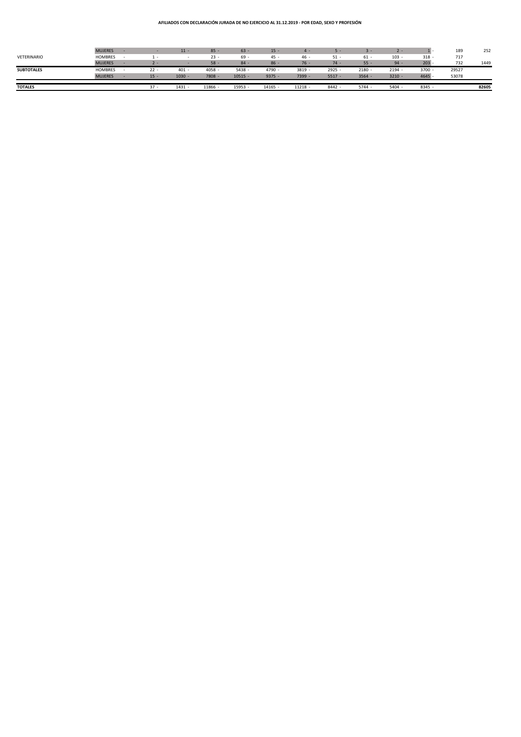**AFILIADOS CON DECLARACIÓN JURADA DE NO EJERCICIO AL 31.12.2019 - POR EDAD, SEXO Y PROFESIÓN**

| | | | | | | | | | | | | | | |
|---|---|---|---|---|---|---|---|---|---|---|---|---|---|---|
| | MUJERES | - | - | 11 - | 85 - | 63 - | 15 - | 4 - | 5 - | 3 - | 2 - | 1 - | 189 | 252 |
| VETERINARIO | HOMBRES | - | 1 - | - | 23 - | 69 - | 45 - | 46 - | 51 - | 61 - | 103 - | 318 - | 717 | |
| | MUJERES | - | 2 - | - | 58 - | 84 - | 86 - | 76 - | 74 - | 55 - | 94 - | 203 - | 732 | 1449 |
| **SUBTOTALES** | HOMBRES | - | 22 - | 401 - | 4058 - | 5438 - | 4790 - | 3819 - | 2925 - | 2180 - | 2194 - | 3700 - | 29527 | |
| | MUJERES | - | 15 - | 1030 - | 7808 - | 10515 - | 9375 - | 7399 - | 5517 - | 3564 - | 3210 - | 4645 - | 53078 | |
| **TOTALES** | | | 37 - | 1431 - | 11866 - | 15953 - | 14165 - | 11218 - | 8442 - | 5744 - | 5404 - | 8345 - | | **82605** |